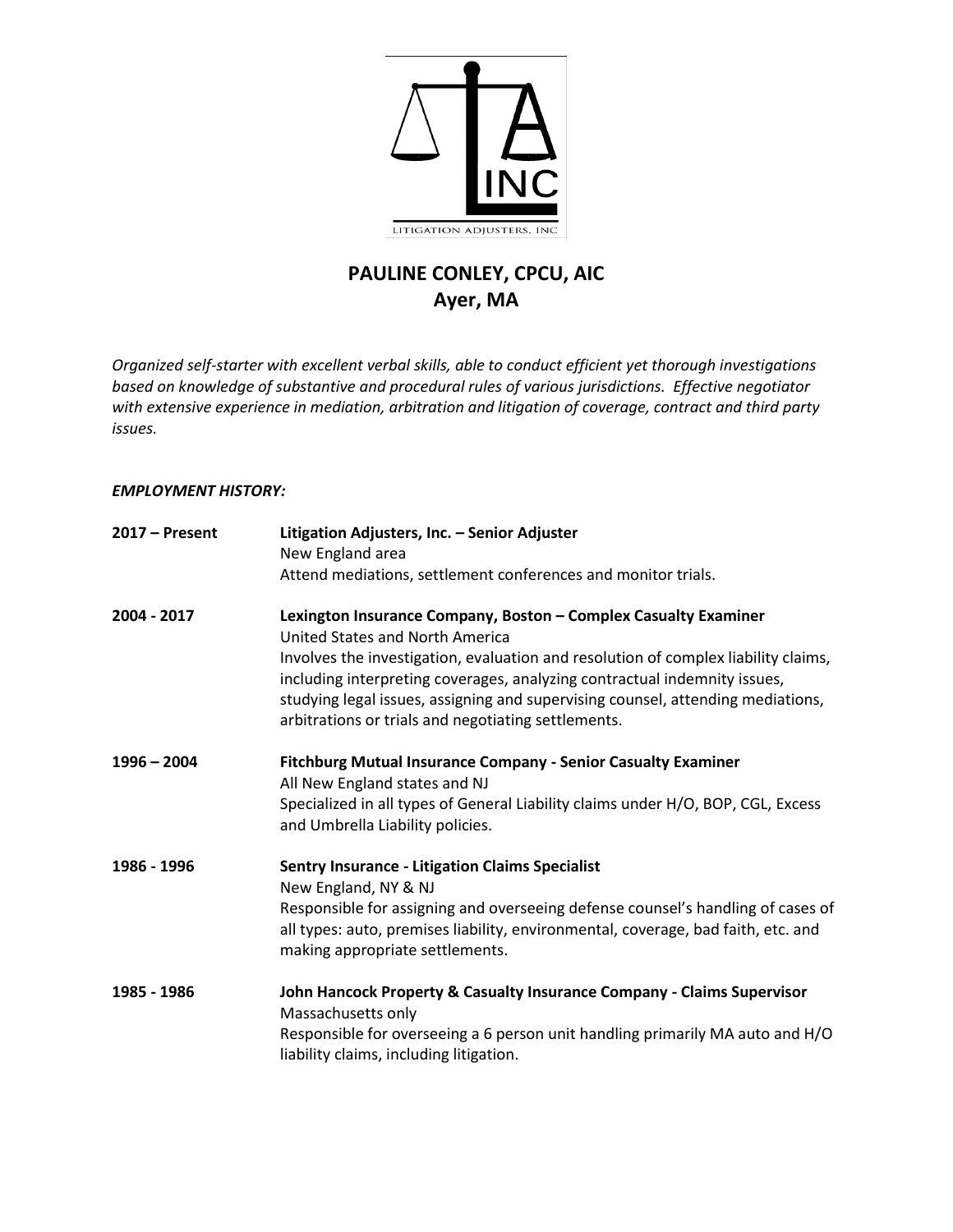LITIGATION ADJUSTERS, INC

# PAULINE CONLEY, CPCU, AIC
## Ayer, MA

*Organized self-starter with excellent verbal skills, able to conduct efficient yet thorough investigations based on knowledge of substantive and procedural rules of various jurisdictions. Effective negotiator with extensive experience in mediation, arbitration and litigation of coverage, contract and third party issues.*

***EMPLOYMENT HISTORY:***

**2017 – Present** — **Litigation Adjusters, Inc. – Senior Adjuster**
New England area
Attend mediations, settlement conferences and monitor trials.

**2004 - 2017** — **Lexington Insurance Company, Boston – Complex Casualty Examiner**
United States and North America
Involves the investigation, evaluation and resolution of complex liability claims, including interpreting coverages, analyzing contractual indemnity issues, studying legal issues, assigning and supervising counsel, attending mediations, arbitrations or trials and negotiating settlements.

**1996 – 2004** — **Fitchburg Mutual Insurance Company - Senior Casualty Examiner**
All New England states and NJ
Specialized in all types of General Liability claims under H/O, BOP, CGL, Excess and Umbrella Liability policies.

**1986 - 1996** — **Sentry Insurance - Litigation Claims Specialist**
New England, NY & NJ
Responsible for assigning and overseeing defense counsel's handling of cases of all types: auto, premises liability, environmental, coverage, bad faith, etc. and making appropriate settlements.

**1985 - 1986** — **John Hancock Property & Casualty Insurance Company - Claims Supervisor**
Massachusetts only
Responsible for overseeing a 6 person unit handling primarily MA auto and H/O liability claims, including litigation.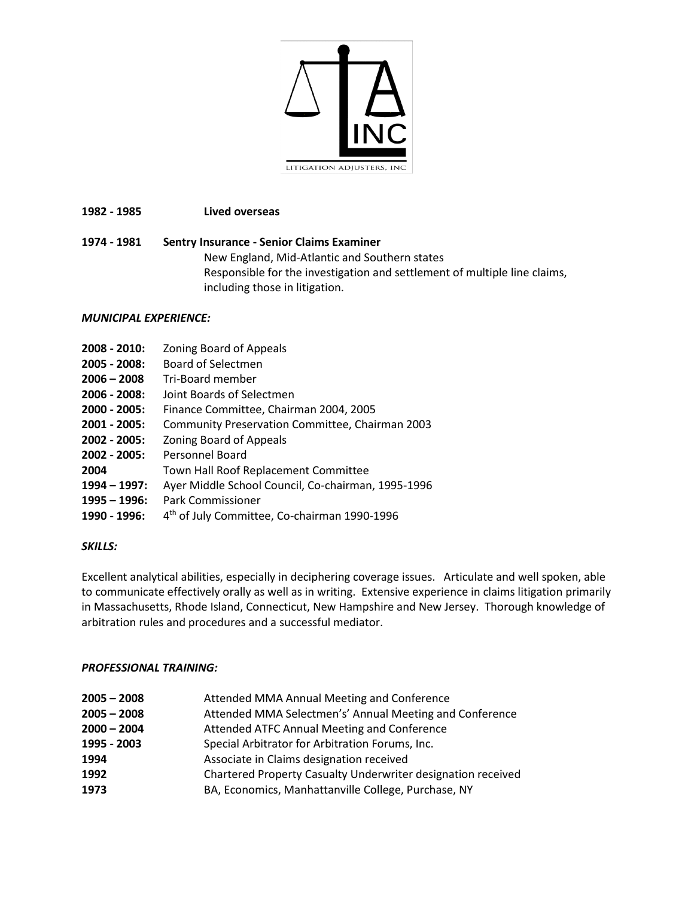LITIGATION ADJUSTERS, INC

**1982 - 1985** **Lived overseas**

**1974 - 1981** **Sentry Insurance - Senior Claims Examiner**
New England, Mid-Atlantic and Southern states
Responsible for the investigation and settlement of multiple line claims, including those in litigation.

***MUNICIPAL EXPERIENCE:***

**2008 - 2010:** Zoning Board of Appeals
**2005 - 2008:** Board of Selectmen
**2006 – 2008** Tri-Board member
**2006 - 2008:** Joint Boards of Selectmen
**2000 - 2005:** Finance Committee, Chairman 2004, 2005
**2001 - 2005:** Community Preservation Committee, Chairman 2003
**2002 - 2005:** Zoning Board of Appeals
**2002 - 2005:** Personnel Board
**2004** Town Hall Roof Replacement Committee
**1994 – 1997:** Ayer Middle School Council, Co-chairman, 1995-1996
**1995 – 1996:** Park Commissioner
**1990 - 1996:** 4th of July Committee, Co-chairman 1990-1996

***SKILLS:***

Excellent analytical abilities, especially in deciphering coverage issues. Articulate and well spoken, able to communicate effectively orally as well as in writing. Extensive experience in claims litigation primarily in Massachusetts, Rhode Island, Connecticut, New Hampshire and New Jersey. Thorough knowledge of arbitration rules and procedures and a successful mediator.

***PROFESSIONAL TRAINING:***

**2005 – 2008** Attended MMA Annual Meeting and Conference
**2005 – 2008** Attended MMA Selectmen's' Annual Meeting and Conference
**2000 – 2004** Attended ATFC Annual Meeting and Conference
**1995 - 2003** Special Arbitrator for Arbitration Forums, Inc.
**1994** Associate in Claims designation received
**1992** Chartered Property Casualty Underwriter designation received
**1973** BA, Economics, Manhattanville College, Purchase, NY